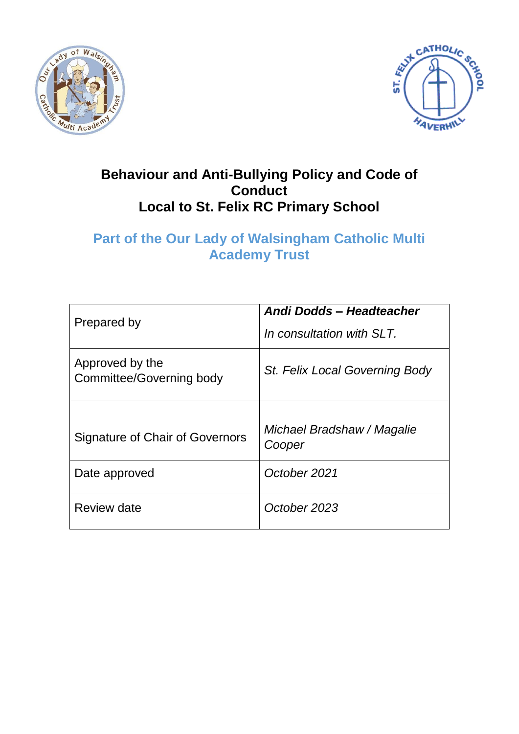# Behaviour and Anti-Bullying Policy and Code of Conduct
# Local to St. Felix RC Primary School

## Part of the Our Lady of Walsingham Catholic Multi Academy Trust

| | |
|---|---|
| Prepared by | ***Andi Dodds – Headteacher***<br>*In consultation with SLT.* |
| Approved by the Committee/Governing body | *St. Felix Local Governing Body* |
| Signature of Chair of Governors | *Michael Bradshaw / Magalie Cooper* |
| Date approved | *October 2021* |
| Review date | *October 2023* |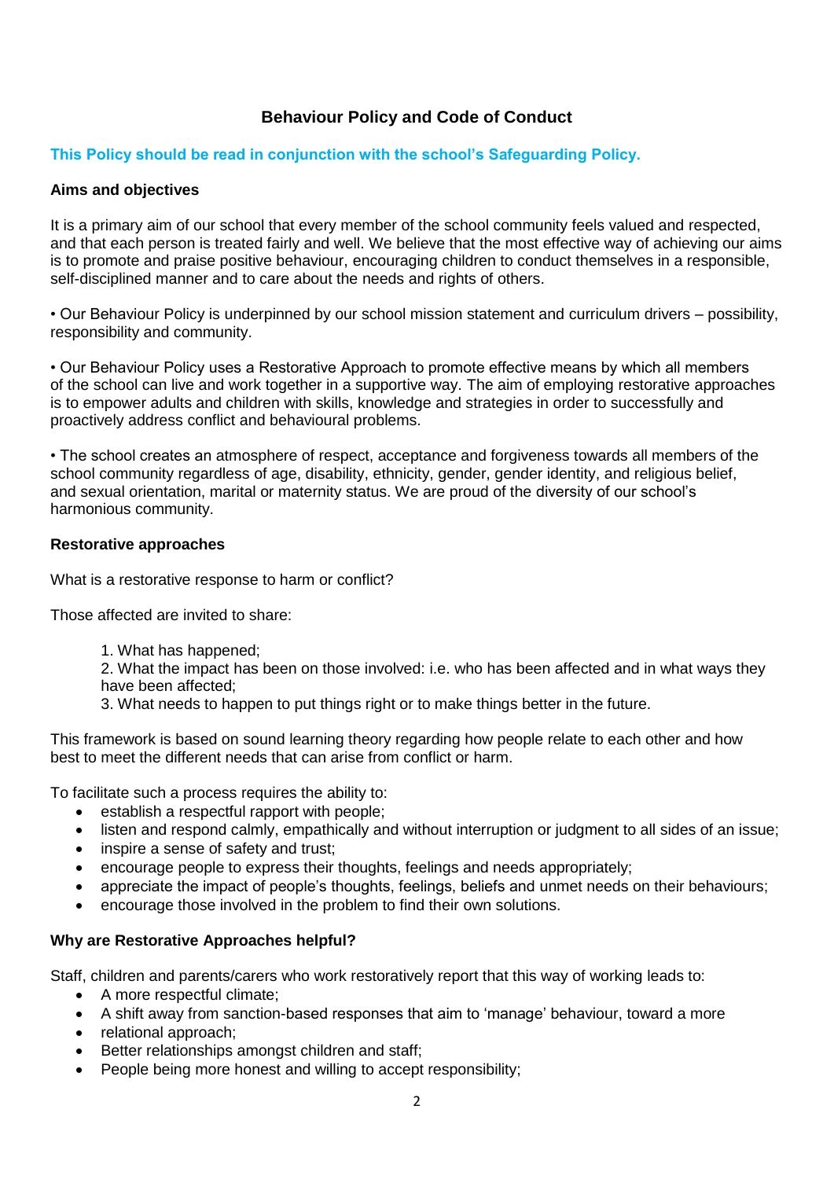# Behaviour Policy and Code of Conduct

**This Policy should be read in conjunction with the school's Safeguarding Policy.**

### Aims and objectives

It is a primary aim of our school that every member of the school community feels valued and respected, and that each person is treated fairly and well. We believe that the most effective way of achieving our aims is to promote and praise positive behaviour, encouraging children to conduct themselves in a responsible, self-disciplined manner and to care about the needs and rights of others.

• Our Behaviour Policy is underpinned by our school mission statement and curriculum drivers – possibility, responsibility and community.

• Our Behaviour Policy uses a Restorative Approach to promote effective means by which all members of the school can live and work together in a supportive way. The aim of employing restorative approaches is to empower adults and children with skills, knowledge and strategies in order to successfully and proactively address conflict and behavioural problems.

• The school creates an atmosphere of respect, acceptance and forgiveness towards all members of the school community regardless of age, disability, ethnicity, gender, gender identity, and religious belief, and sexual orientation, marital or maternity status. We are proud of the diversity of our school's harmonious community.

### Restorative approaches

What is a restorative response to harm or conflict?

Those affected are invited to share:

1. What has happened;
2. What the impact has been on those involved: i.e. who has been affected and in what ways they have been affected;
3. What needs to happen to put things right or to make things better in the future.

This framework is based on sound learning theory regarding how people relate to each other and how best to meet the different needs that can arise from conflict or harm.

To facilitate such a process requires the ability to:

- establish a respectful rapport with people;
- listen and respond calmly, empathically and without interruption or judgment to all sides of an issue;
- inspire a sense of safety and trust;
- encourage people to express their thoughts, feelings and needs appropriately;
- appreciate the impact of people's thoughts, feelings, beliefs and unmet needs on their behaviours;
- encourage those involved in the problem to find their own solutions.

### Why are Restorative Approaches helpful?

Staff, children and parents/carers who work restoratively report that this way of working leads to:

- A more respectful climate;
- A shift away from sanction-based responses that aim to 'manage' behaviour, toward a more
- relational approach;
- Better relationships amongst children and staff;
- People being more honest and willing to accept responsibility;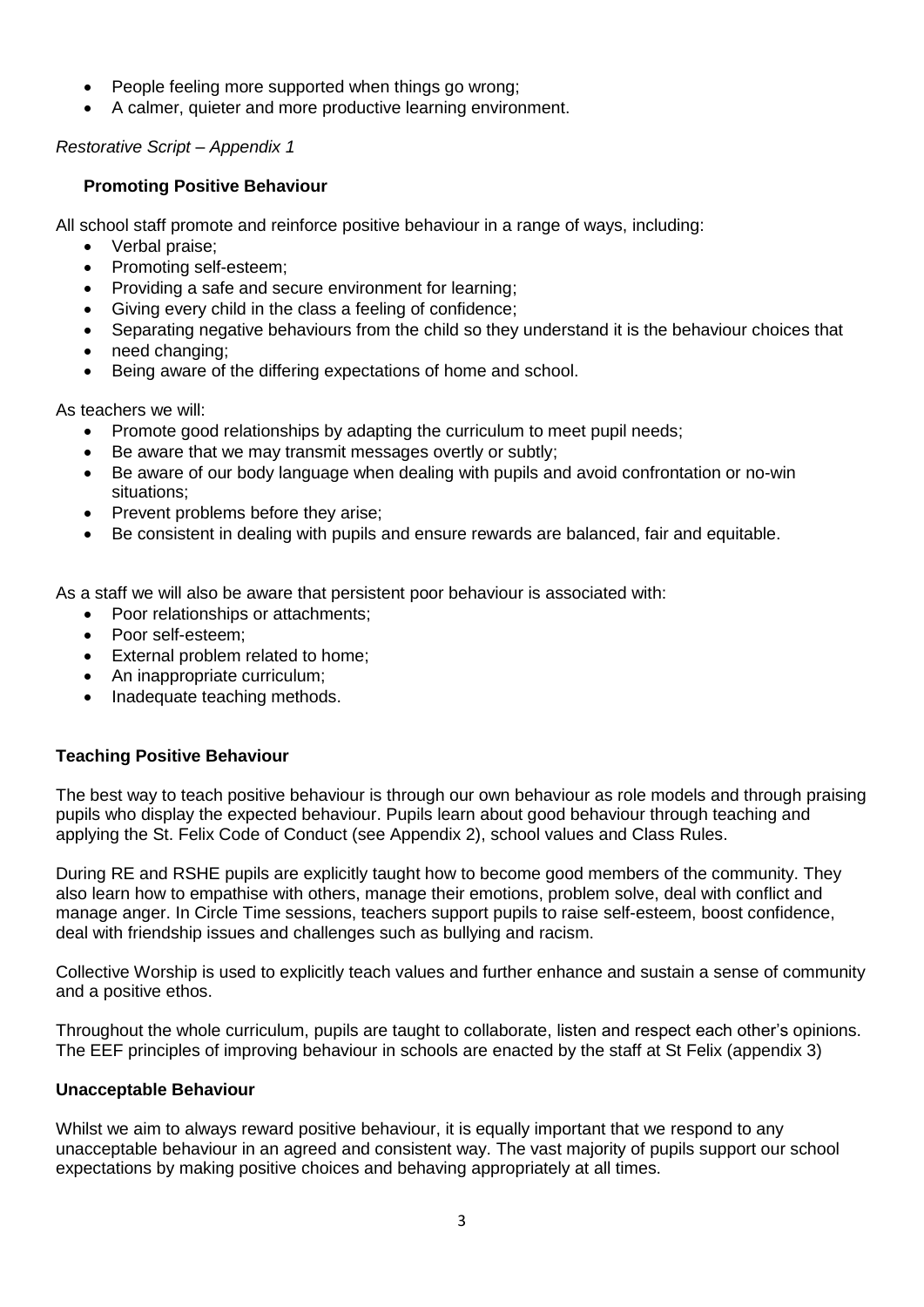- People feeling more supported when things go wrong;
- A calmer, quieter and more productive learning environment.

*Restorative Script – Appendix 1*

### Promoting Positive Behaviour

All school staff promote and reinforce positive behaviour in a range of ways, including:

- Verbal praise;
- Promoting self-esteem;
- Providing a safe and secure environment for learning;
- Giving every child in the class a feeling of confidence;
- Separating negative behaviours from the child so they understand it is the behaviour choices that
- need changing;
- Being aware of the differing expectations of home and school.

As teachers we will:

- Promote good relationships by adapting the curriculum to meet pupil needs;
- Be aware that we may transmit messages overtly or subtly;
- Be aware of our body language when dealing with pupils and avoid confrontation or no-win situations;
- Prevent problems before they arise;
- Be consistent in dealing with pupils and ensure rewards are balanced, fair and equitable.

As a staff we will also be aware that persistent poor behaviour is associated with:

- Poor relationships or attachments;
- Poor self-esteem;
- External problem related to home;
- An inappropriate curriculum;
- Inadequate teaching methods.

### Teaching Positive Behaviour

The best way to teach positive behaviour is through our own behaviour as role models and through praising pupils who display the expected behaviour. Pupils learn about good behaviour through teaching and applying the St. Felix Code of Conduct (see Appendix 2), school values and Class Rules.

During RE and RSHE pupils are explicitly taught how to become good members of the community. They also learn how to empathise with others, manage their emotions, problem solve, deal with conflict and manage anger. In Circle Time sessions, teachers support pupils to raise self-esteem, boost confidence, deal with friendship issues and challenges such as bullying and racism.

Collective Worship is used to explicitly teach values and further enhance and sustain a sense of community and a positive ethos.

Throughout the whole curriculum, pupils are taught to collaborate, listen and respect each other's opinions. The EEF principles of improving behaviour in schools are enacted by the staff at St Felix (appendix 3)

### Unacceptable Behaviour

Whilst we aim to always reward positive behaviour, it is equally important that we respond to any unacceptable behaviour in an agreed and consistent way. The vast majority of pupils support our school expectations by making positive choices and behaving appropriately at all times.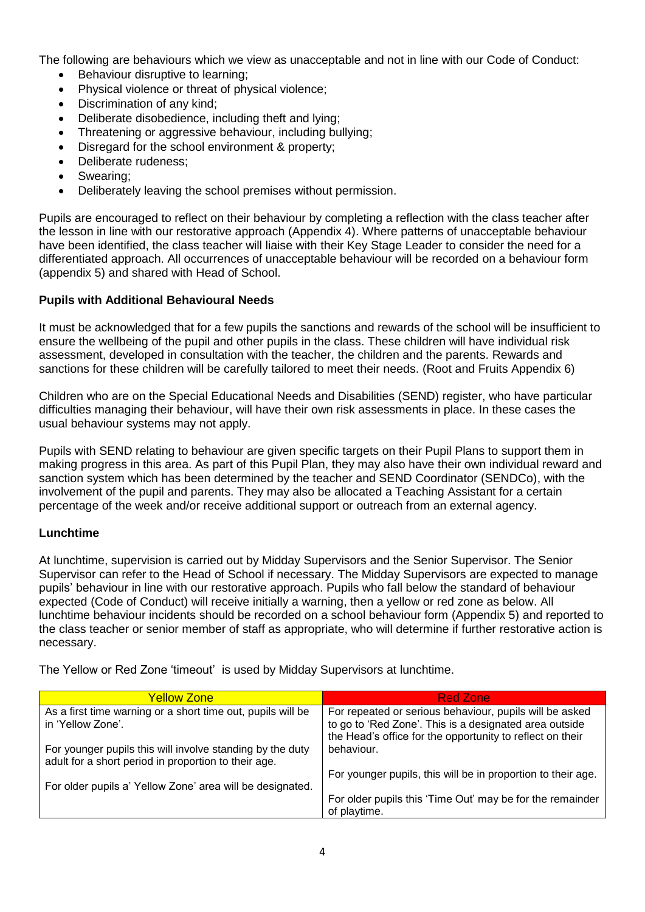The following are behaviours which we view as unacceptable and not in line with our Code of Conduct:

- Behaviour disruptive to learning;
- Physical violence or threat of physical violence;
- Discrimination of any kind;
- Deliberate disobedience, including theft and lying;
- Threatening or aggressive behaviour, including bullying;
- Disregard for the school environment & property;
- Deliberate rudeness;
- Swearing;
- Deliberately leaving the school premises without permission.

Pupils are encouraged to reflect on their behaviour by completing a reflection with the class teacher after the lesson in line with our restorative approach (Appendix 4). Where patterns of unacceptable behaviour have been identified, the class teacher will liaise with their Key Stage Leader to consider the need for a differentiated approach. All occurrences of unacceptable behaviour will be recorded on a behaviour form (appendix 5) and shared with Head of School.

**Pupils with Additional Behavioural Needs**

It must be acknowledged that for a few pupils the sanctions and rewards of the school will be insufficient to ensure the wellbeing of the pupil and other pupils in the class. These children will have individual risk assessment, developed in consultation with the teacher, the children and the parents. Rewards and sanctions for these children will be carefully tailored to meet their needs. (Root and Fruits Appendix 6)

Children who are on the Special Educational Needs and Disabilities (SEND) register, who have particular difficulties managing their behaviour, will have their own risk assessments in place. In these cases the usual behaviour systems may not apply.

Pupils with SEND relating to behaviour are given specific targets on their Pupil Plans to support them in making progress in this area. As part of this Pupil Plan, they may also have their own individual reward and sanction system which has been determined by the teacher and SEND Coordinator (SENDCo), with the involvement of the pupil and parents. They may also be allocated a Teaching Assistant for a certain percentage of the week and/or receive additional support or outreach from an external agency.

**Lunchtime**

At lunchtime, supervision is carried out by Midday Supervisors and the Senior Supervisor. The Senior Supervisor can refer to the Head of School if necessary. The Midday Supervisors are expected to manage pupils' behaviour in line with our restorative approach. Pupils who fall below the standard of behaviour expected (Code of Conduct) will receive initially a warning, then a yellow or red zone as below. All lunchtime behaviour incidents should be recorded on a school behaviour form (Appendix 5) and reported to the class teacher or senior member of staff as appropriate, who will determine if further restorative action is necessary.

The Yellow or Red Zone 'timeout' is used by Midday Supervisors at lunchtime.

| Yellow Zone | Red Zone |
|---|---|
| As a first time warning or a short time out, pupils will be in 'Yellow Zone'.<br><br>For younger pupils this will involve standing by the duty adult for a short period in proportion to their age.<br><br>For older pupils a' Yellow Zone' area will be designated. | For repeated or serious behaviour, pupils will be asked to go to 'Red Zone'. This is a designated area outside the Head's office for the opportunity to reflect on their behaviour.<br><br>For younger pupils, this will be in proportion to their age.<br><br>For older pupils this 'Time Out' may be for the remainder of playtime. |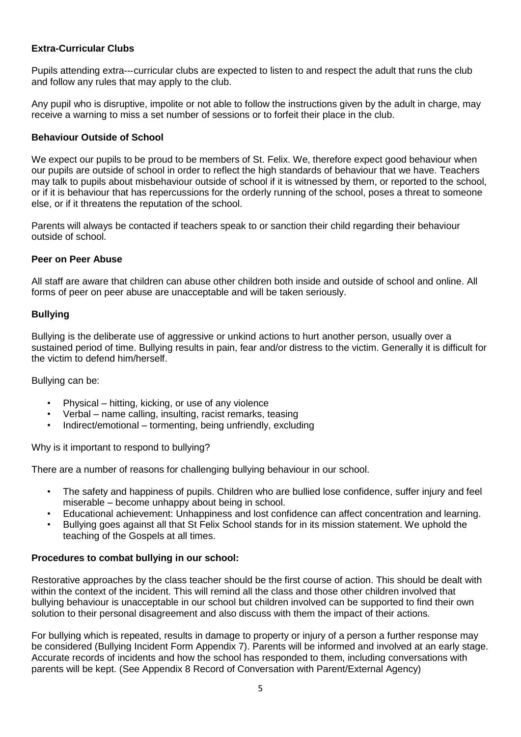### Extra-Curricular Clubs

Pupils attending extra---curricular clubs are expected to listen to and respect the adult that runs the club and follow any rules that may apply to the club.

Any pupil who is disruptive, impolite or not able to follow the instructions given by the adult in charge, may receive a warning to miss a set number of sessions or to forfeit their place in the club.

### Behaviour Outside of School

We expect our pupils to be proud to be members of St. Felix. We, therefore expect good behaviour when our pupils are outside of school in order to reflect the high standards of behaviour that we have. Teachers may talk to pupils about misbehaviour outside of school if it is witnessed by them, or reported to the school, or if it is behaviour that has repercussions for the orderly running of the school, poses a threat to someone else, or if it threatens the reputation of the school.

Parents will always be contacted if teachers speak to or sanction their child regarding their behaviour outside of school.

### Peer on Peer Abuse

All staff are aware that children can abuse other children both inside and outside of school and online. All forms of peer on peer abuse are unacceptable and will be taken seriously.

### Bullying

Bullying is the deliberate use of aggressive or unkind actions to hurt another person, usually over a sustained period of time. Bullying results in pain, fear and/or distress to the victim. Generally it is difficult for the victim to defend him/herself.

Bullying can be:

- Physical – hitting, kicking, or use of any violence
- Verbal – name calling, insulting, racist remarks, teasing
- Indirect/emotional – tormenting, being unfriendly, excluding

Why is it important to respond to bullying?

There are a number of reasons for challenging bullying behaviour in our school.

- The safety and happiness of pupils. Children who are bullied lose confidence, suffer injury and feel miserable – become unhappy about being in school.
- Educational achievement: Unhappiness and lost confidence can affect concentration and learning.
- Bullying goes against all that St Felix School stands for in its mission statement. We uphold the teaching of the Gospels at all times.

### Procedures to combat bullying in our school:

Restorative approaches by the class teacher should be the first course of action. This should be dealt with within the context of the incident. This will remind all the class and those other children involved that bullying behaviour is unacceptable in our school but children involved can be supported to find their own solution to their personal disagreement and also discuss with them the impact of their actions.

For bullying which is repeated, results in damage to property or injury of a person a further response may be considered (Bullying Incident Form Appendix 7). Parents will be informed and involved at an early stage. Accurate records of incidents and how the school has responded to them, including conversations with parents will be kept. (See Appendix 8 Record of Conversation with Parent/External Agency)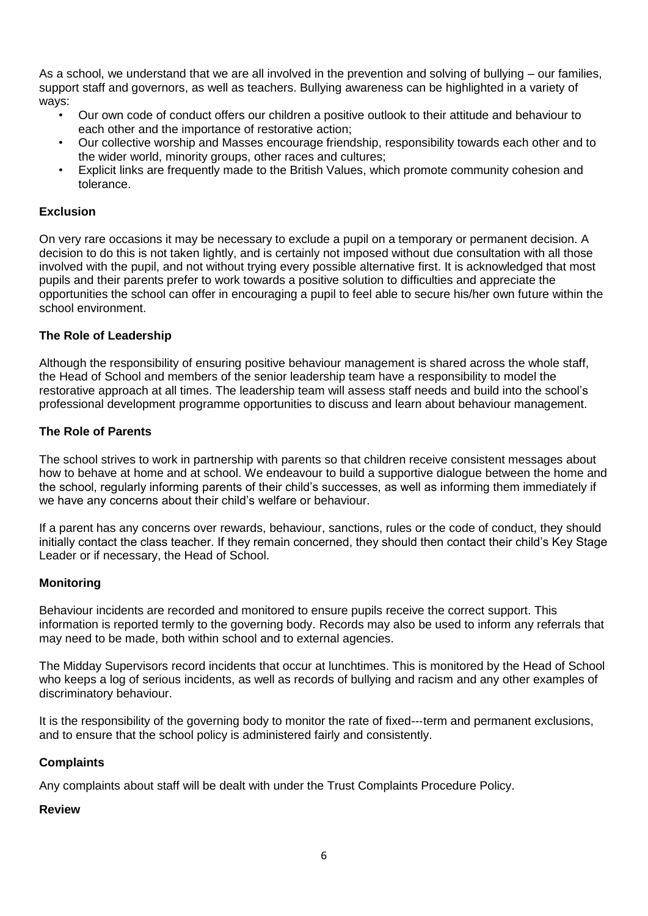As a school, we understand that we are all involved in the prevention and solving of bullying – our families, support staff and governors, as well as teachers. Bullying awareness can be highlighted in a variety of ways:

- Our own code of conduct offers our children a positive outlook to their attitude and behaviour to each other and the importance of restorative action;
- Our collective worship and Masses encourage friendship, responsibility towards each other and to the wider world, minority groups, other races and cultures;
- Explicit links are frequently made to the British Values, which promote community cohesion and tolerance.

### Exclusion

On very rare occasions it may be necessary to exclude a pupil on a temporary or permanent decision. A decision to do this is not taken lightly, and is certainly not imposed without due consultation with all those involved with the pupil, and not without trying every possible alternative first. It is acknowledged that most pupils and their parents prefer to work towards a positive solution to difficulties and appreciate the opportunities the school can offer in encouraging a pupil to feel able to secure his/her own future within the school environment.

### The Role of Leadership

Although the responsibility of ensuring positive behaviour management is shared across the whole staff, the Head of School and members of the senior leadership team have a responsibility to model the restorative approach at all times. The leadership team will assess staff needs and build into the school's professional development programme opportunities to discuss and learn about behaviour management.

### The Role of Parents

The school strives to work in partnership with parents so that children receive consistent messages about how to behave at home and at school. We endeavour to build a supportive dialogue between the home and the school, regularly informing parents of their child's successes, as well as informing them immediately if we have any concerns about their child's welfare or behaviour.

If a parent has any concerns over rewards, behaviour, sanctions, rules or the code of conduct, they should initially contact the class teacher. If they remain concerned, they should then contact their child's Key Stage Leader or if necessary, the Head of School.

### Monitoring

Behaviour incidents are recorded and monitored to ensure pupils receive the correct support. This information is reported termly to the governing body. Records may also be used to inform any referrals that may need to be made, both within school and to external agencies.

The Midday Supervisors record incidents that occur at lunchtimes. This is monitored by the Head of School who keeps a log of serious incidents, as well as records of bullying and racism and any other examples of discriminatory behaviour.

It is the responsibility of the governing body to monitor the rate of fixed---term and permanent exclusions, and to ensure that the school policy is administered fairly and consistently.

### Complaints

Any complaints about staff will be dealt with under the Trust Complaints Procedure Policy.

### Review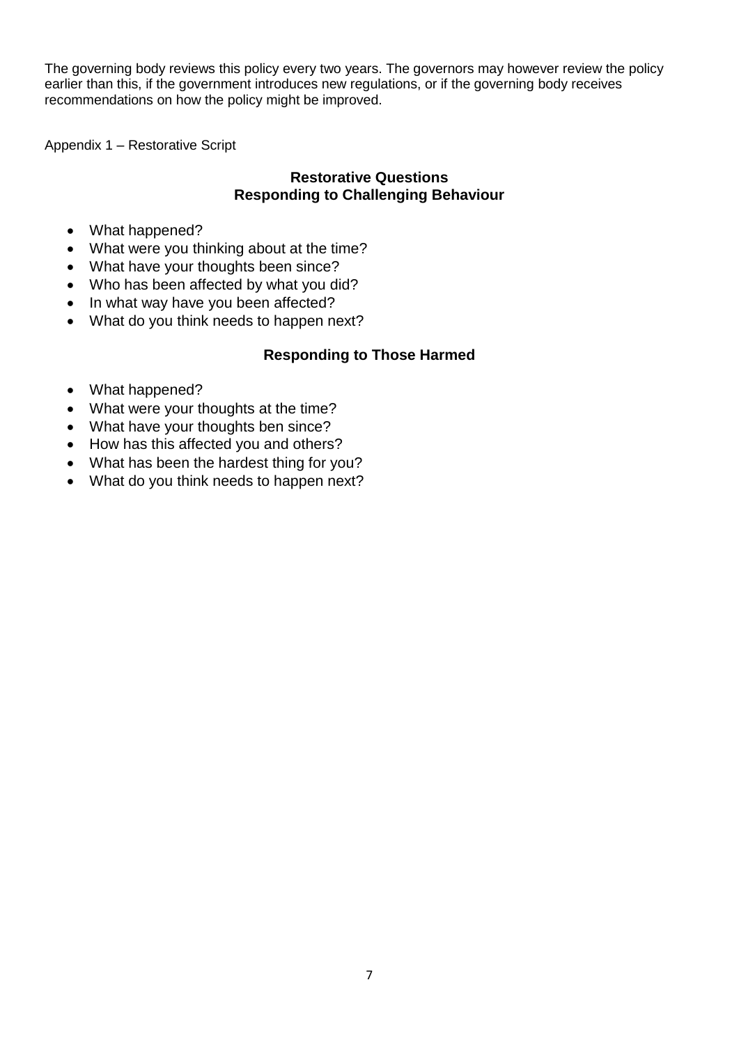The governing body reviews this policy every two years. The governors may however review the policy earlier than this, if the government introduces new regulations, or if the governing body receives recommendations on how the policy might be improved.

Appendix 1 – Restorative Script

## Restorative Questions
## Responding to Challenging Behaviour

- What happened?
- What were you thinking about at the time?
- What have your thoughts been since?
- Who has been affected by what you did?
- In what way have you been affected?
- What do you think needs to happen next?

## Responding to Those Harmed

- What happened?
- What were your thoughts at the time?
- What have your thoughts ben since?
- How has this affected you and others?
- What has been the hardest thing for you?
- What do you think needs to happen next?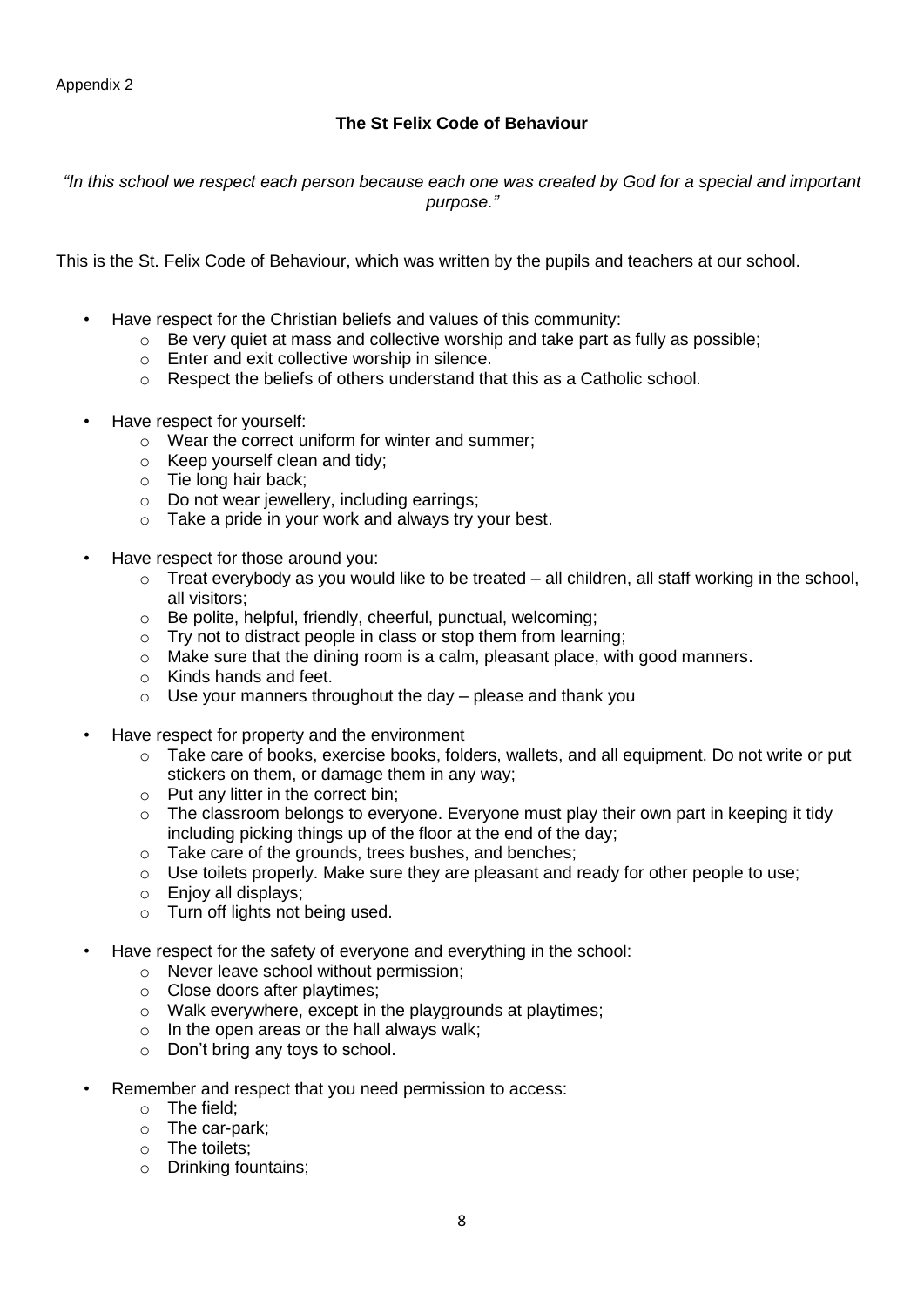Appendix 2

**The St Felix Code of Behaviour**

*"In this school we respect each person because each one was created by God for a special and important purpose."*

This is the St. Felix Code of Behaviour, which was written by the pupils and teachers at our school.

- Have respect for the Christian beliefs and values of this community:
  - Be very quiet at mass and collective worship and take part as fully as possible;
  - Enter and exit collective worship in silence.
  - Respect the beliefs of others understand that this as a Catholic school.

- Have respect for yourself:
  - Wear the correct uniform for winter and summer;
  - Keep yourself clean and tidy;
  - Tie long hair back;
  - Do not wear jewellery, including earrings;
  - Take a pride in your work and always try your best.

- Have respect for those around you:
  - Treat everybody as you would like to be treated – all children, all staff working in the school, all visitors;
  - Be polite, helpful, friendly, cheerful, punctual, welcoming;
  - Try not to distract people in class or stop them from learning;
  - Make sure that the dining room is a calm, pleasant place, with good manners.
  - Kinds hands and feet.
  - Use your manners throughout the day – please and thank you

- Have respect for property and the environment
  - Take care of books, exercise books, folders, wallets, and all equipment. Do not write or put stickers on them, or damage them in any way;
  - Put any litter in the correct bin;
  - The classroom belongs to everyone. Everyone must play their own part in keeping it tidy including picking things up of the floor at the end of the day;
  - Take care of the grounds, trees bushes, and benches;
  - Use toilets properly. Make sure they are pleasant and ready for other people to use;
  - Enjoy all displays;
  - Turn off lights not being used.

- Have respect for the safety of everyone and everything in the school:
  - Never leave school without permission;
  - Close doors after playtimes;
  - Walk everywhere, except in the playgrounds at playtimes;
  - In the open areas or the hall always walk;
  - Don't bring any toys to school.

- Remember and respect that you need permission to access:
  - The field;
  - The car-park;
  - The toilets;
  - Drinking fountains;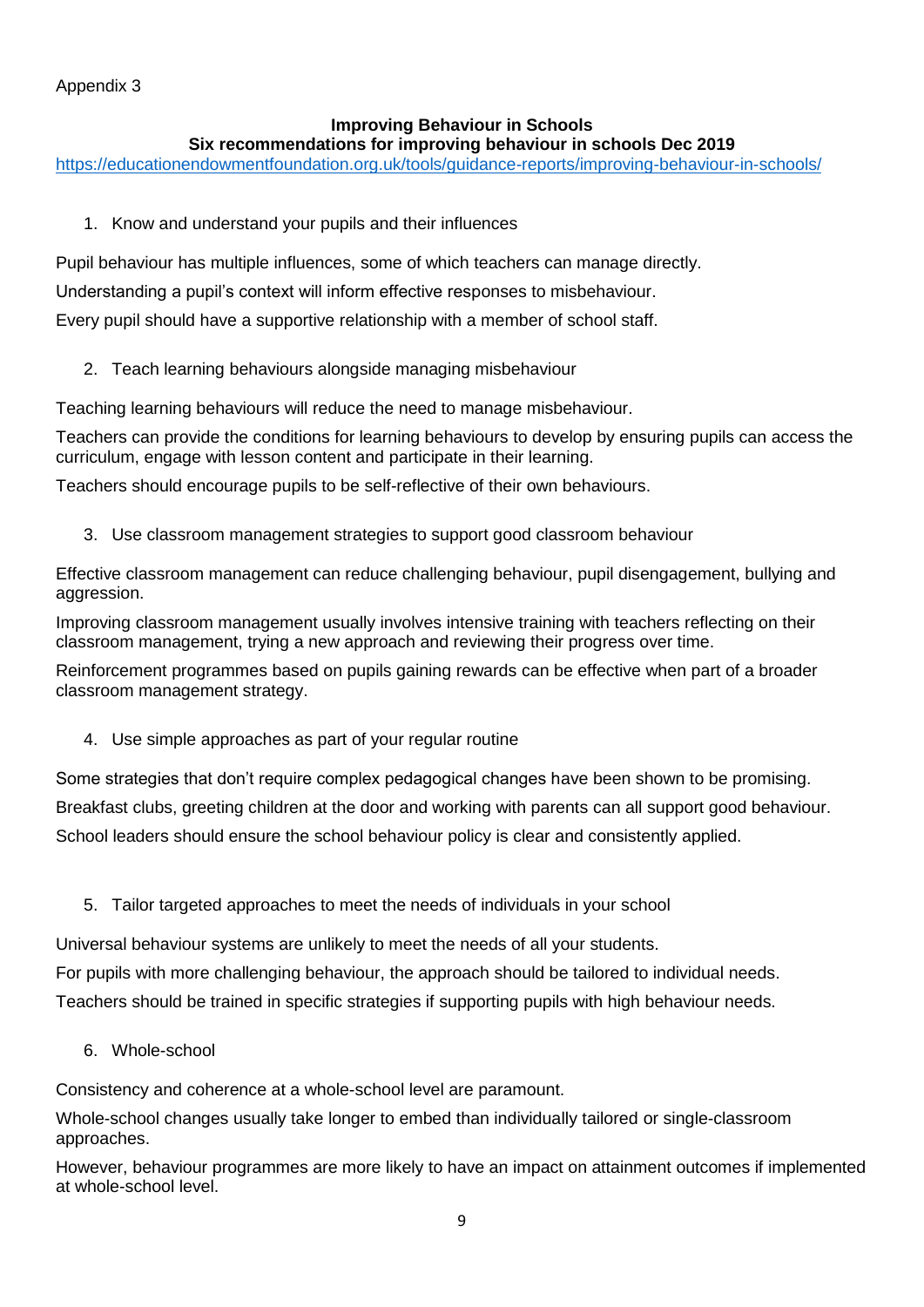Appendix 3

## Improving Behaviour in Schools

### Six recommendations for improving behaviour in schools Dec 2019

https://educationendowmentfoundation.org.uk/tools/guidance-reports/improving-behaviour-in-schools/

1. Know and understand your pupils and their influences

Pupil behaviour has multiple influences, some of which teachers can manage directly.

Understanding a pupil's context will inform effective responses to misbehaviour.

Every pupil should have a supportive relationship with a member of school staff.

2. Teach learning behaviours alongside managing misbehaviour

Teaching learning behaviours will reduce the need to manage misbehaviour.

Teachers can provide the conditions for learning behaviours to develop by ensuring pupils can access the curriculum, engage with lesson content and participate in their learning.

Teachers should encourage pupils to be self-reflective of their own behaviours.

3. Use classroom management strategies to support good classroom behaviour

Effective classroom management can reduce challenging behaviour, pupil disengagement, bullying and aggression.

Improving classroom management usually involves intensive training with teachers reflecting on their classroom management, trying a new approach and reviewing their progress over time.

Reinforcement programmes based on pupils gaining rewards can be effective when part of a broader classroom management strategy.

4. Use simple approaches as part of your regular routine

Some strategies that don't require complex pedagogical changes have been shown to be promising.

Breakfast clubs, greeting children at the door and working with parents can all support good behaviour.

School leaders should ensure the school behaviour policy is clear and consistently applied.

5. Tailor targeted approaches to meet the needs of individuals in your school

Universal behaviour systems are unlikely to meet the needs of all your students.

For pupils with more challenging behaviour, the approach should be tailored to individual needs.

Teachers should be trained in specific strategies if supporting pupils with high behaviour needs.

6. Whole-school

Consistency and coherence at a whole-school level are paramount.

Whole-school changes usually take longer to embed than individually tailored or single-classroom approaches.

However, behaviour programmes are more likely to have an impact on attainment outcomes if implemented at whole-school level.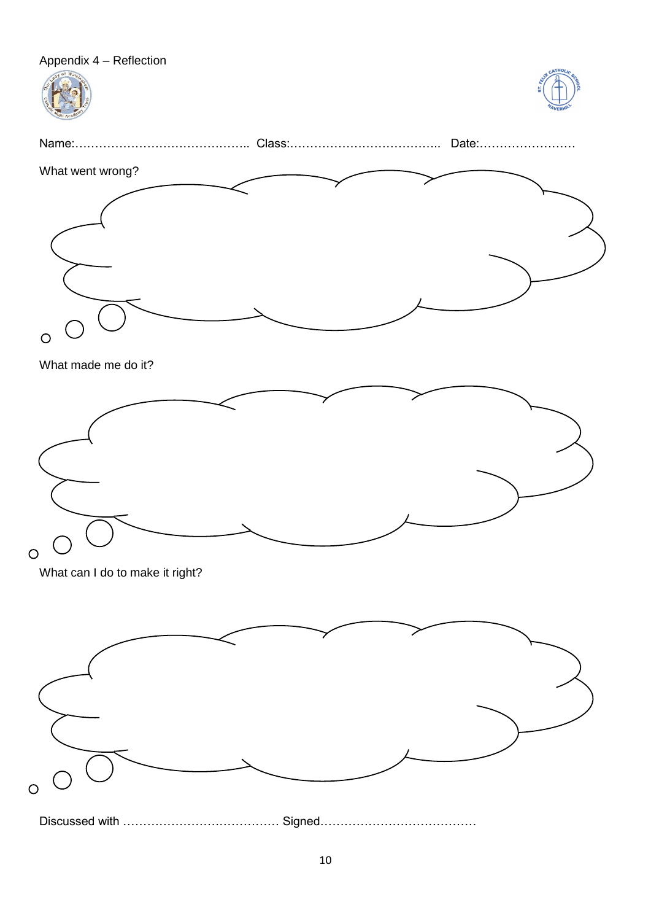Appendix 4 – Reflection

Name:…………………………………….. Class:……………………………….. Date:……………………

What went wrong?

What made me do it?

What can I do to make it right?

Discussed with ………………………………… Signed…………………………………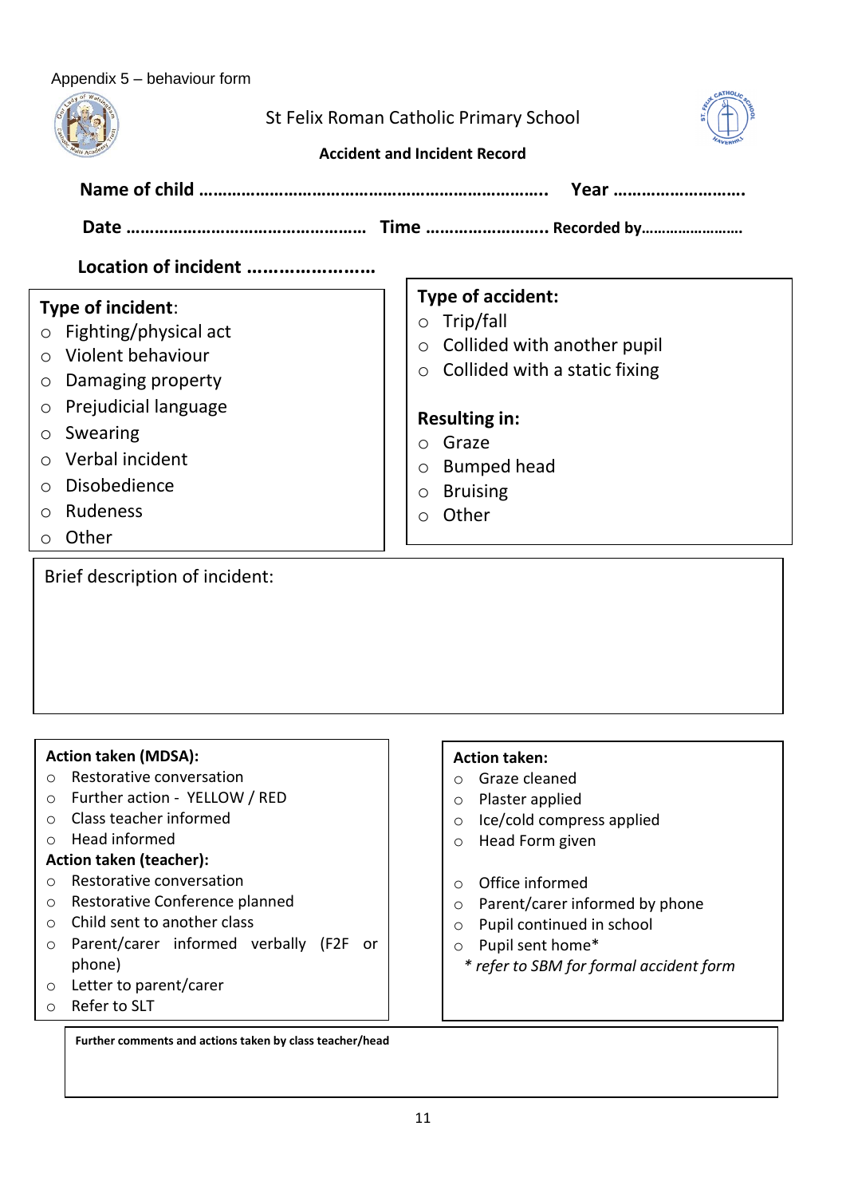Appendix 5 – behaviour form

St Felix Roman Catholic Primary School

**Accident and Incident Record**

**Name of child ………………………………………………………………. Year ……………………….**

**Date …………………………………………… Time …………………….. Recorded by…………………….**

**Location of incident ……………………**

**Type of incident**:

- Fighting/physical act
- Violent behaviour
- Damaging property
- Prejudicial language
- Swearing
- Verbal incident
- Disobedience
- Rudeness
- Other

**Type of accident:**

- Trip/fall
- Collided with another pupil
- Collided with a static fixing

**Resulting in:**

- Graze
- Bumped head
- Bruising
- Other

Brief description of incident:

**Action taken (MDSA):**

- Restorative conversation
- Further action - YELLOW / RED
- Class teacher informed
- Head informed

**Action taken (teacher):**

- Restorative conversation
- Restorative Conference planned
- Child sent to another class
- Parent/carer informed verbally (F2F or phone)
- Letter to parent/carer
- Refer to SLT

**Action taken:**

- Graze cleaned
- Plaster applied
- Ice/cold compress applied
- Head Form given

- Office informed
- Parent/carer informed by phone
- Pupil continued in school
- Pupil sent home*

*\* refer to SBM for formal accident form*

**Further comments and actions taken by class teacher/head**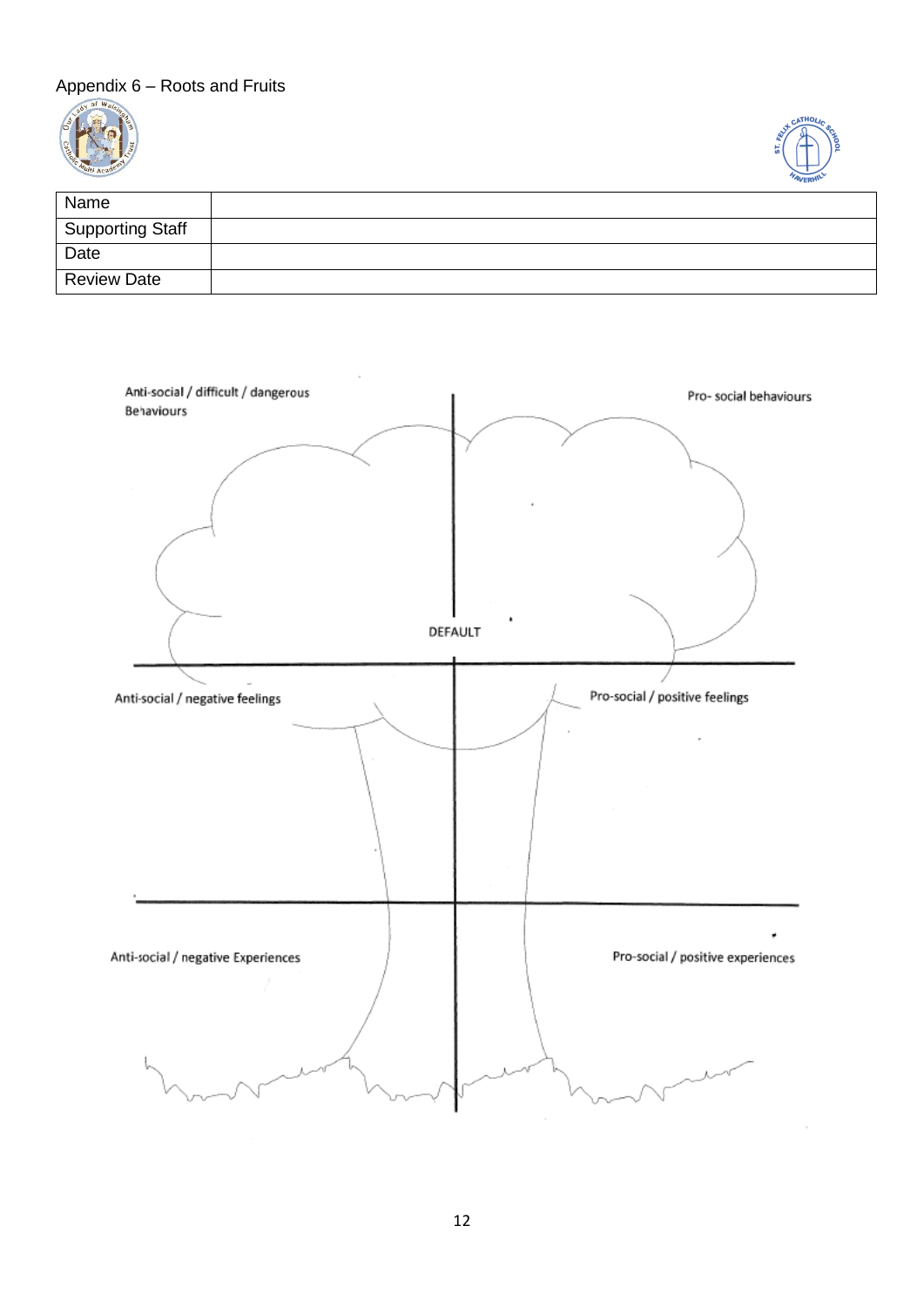Appendix 6 – Roots and Fruits

| Name | |
|---|---|
| Supporting Staff | |
| Date | |
| Review Date | |

Anti-social / difficult / dangerous Behaviours

Pro- social behaviours

DEFAULT

Anti-social / negative feelings

Pro-social / positive feelings

Anti-social / negative Experiences

Pro-social / positive experiences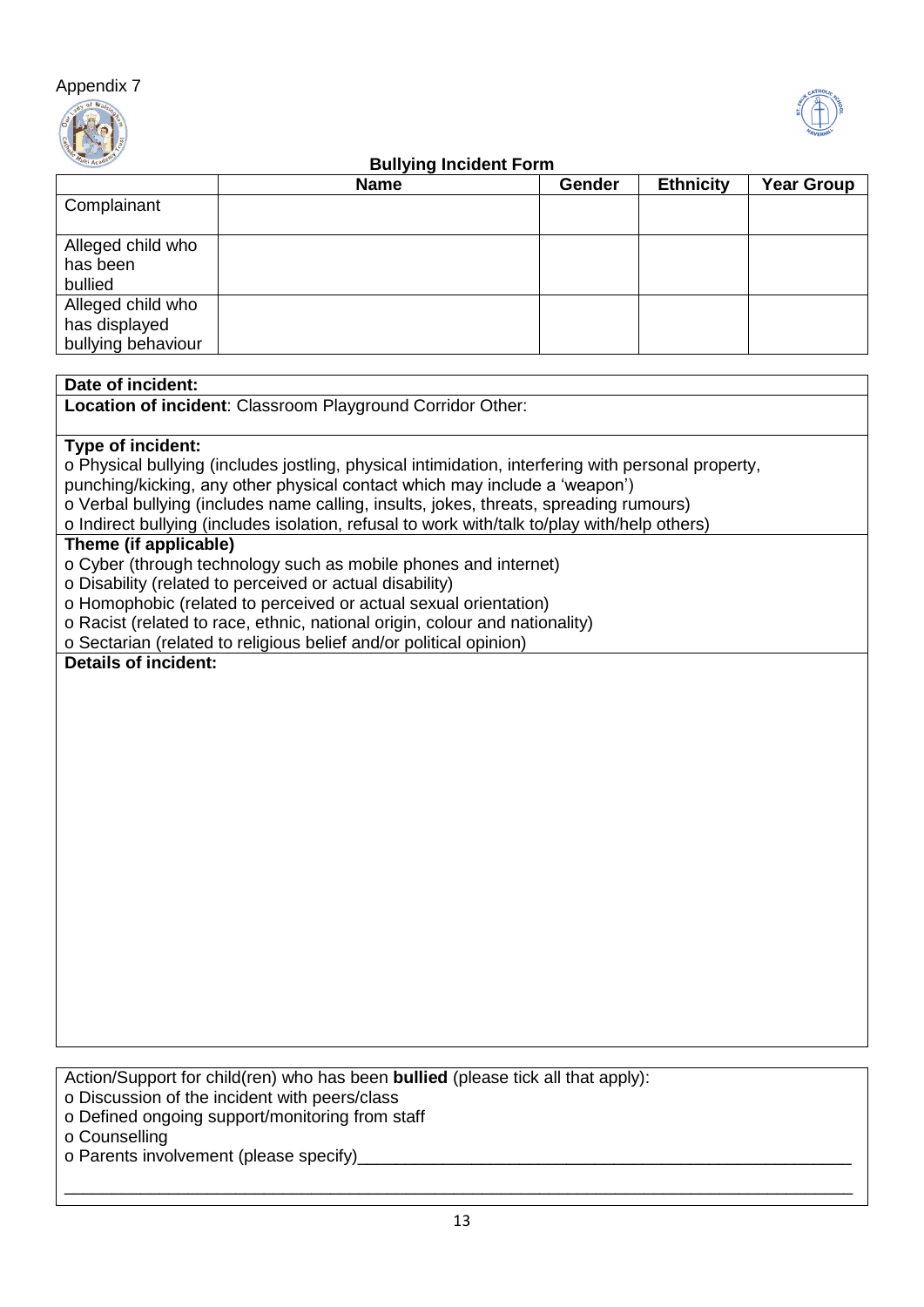Appendix 7

## Bullying Incident Form

| | Name | Gender | Ethnicity | Year Group |
|---|---|---|---|---|
| Complainant | | | | |
| Alleged child who has been bullied | | | | |
| Alleged child who has displayed bullying behaviour | | | | |

**Date of incident:**

**Location of incident**: Classroom Playground Corridor Other:

**Type of incident:**

o Physical bullying (includes jostling, physical intimidation, interfering with personal property, punching/kicking, any other physical contact which may include a 'weapon')
o Verbal bullying (includes name calling, insults, jokes, threats, spreading rumours)
o Indirect bullying (includes isolation, refusal to work with/talk to/play with/help others)

**Theme (if applicable)**

o Cyber (through technology such as mobile phones and internet)
o Disability (related to perceived or actual disability)
o Homophobic (related to perceived or actual sexual orientation)
o Racist (related to race, ethnic, national origin, colour and nationality)
o Sectarian (related to religious belief and/or political opinion)

**Details of incident:**

Action/Support for child(ren) who has been **bullied** (please tick all that apply):

o Discussion of the incident with peers/class
o Defined ongoing support/monitoring from staff
o Counselling
o Parents involvement (please specify)\_\_\_\_\_\_\_\_\_\_\_\_\_\_\_\_\_\_\_\_\_\_\_\_\_\_\_\_\_\_\_\_\_\_\_\_\_\_\_\_\_\_\_\_\_\_\_\_\_\_

\_\_\_\_\_\_\_\_\_\_\_\_\_\_\_\_\_\_\_\_\_\_\_\_\_\_\_\_\_\_\_\_\_\_\_\_\_\_\_\_\_\_\_\_\_\_\_\_\_\_\_\_\_\_\_\_\_\_\_\_\_\_\_\_\_\_\_\_\_\_\_\_\_\_\_\_\_\_\_\_\_\_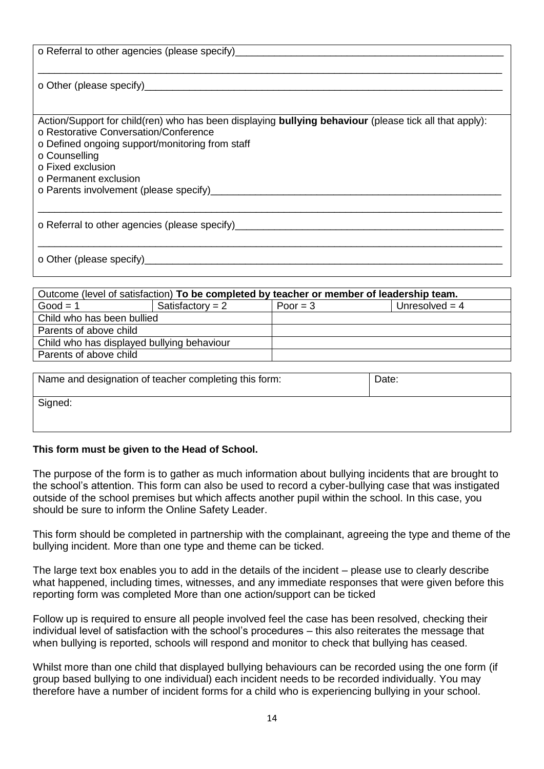o Referral to other agencies (please specify)____________________________________________

___________________________________________________________________________________

o Other (please specify)___________________________________________________________

Action/Support for child(ren) who has been displaying **bullying behaviour** (please tick all that apply):

o Restorative Conversation/Conference
o Defined ongoing support/monitoring from staff
o Counselling
o Fixed exclusion
o Permanent exclusion
o Parents involvement (please specify)______________________________________________

___________________________________________________________________________________

o Referral to other agencies (please specify)____________________________________________

___________________________________________________________________________________

o Other (please specify)___________________________________________________________

| Outcome (level of satisfaction) **To be completed by teacher or member of leadership team.** | | | |
|---|---|---|---|
| Good = 1 | Satisfactory = 2 | Poor = 3 | Unresolved = 4 |
| Child who has been bullied | | | |
| Parents of above child | | | |
| Child who has displayed bullying behaviour | | | |
| Parents of above child | | | |

| Name and designation of teacher completing this form: | Date: |
|---|---|
| Signed: | |

**This form must be given to the Head of School.**

The purpose of the form is to gather as much information about bullying incidents that are brought to the school's attention. This form can also be used to record a cyber-bullying case that was instigated outside of the school premises but which affects another pupil within the school. In this case, you should be sure to inform the Online Safety Leader.

This form should be completed in partnership with the complainant, agreeing the type and theme of the bullying incident. More than one type and theme can be ticked.

The large text box enables you to add in the details of the incident – please use to clearly describe what happened, including times, witnesses, and any immediate responses that were given before this reporting form was completed More than one action/support can be ticked

Follow up is required to ensure all people involved feel the case has been resolved, checking their individual level of satisfaction with the school's procedures – this also reiterates the message that when bullying is reported, schools will respond and monitor to check that bullying has ceased.

Whilst more than one child that displayed bullying behaviours can be recorded using the one form (if group based bullying to one individual) each incident needs to be recorded individually. You may therefore have a number of incident forms for a child who is experiencing bullying in your school.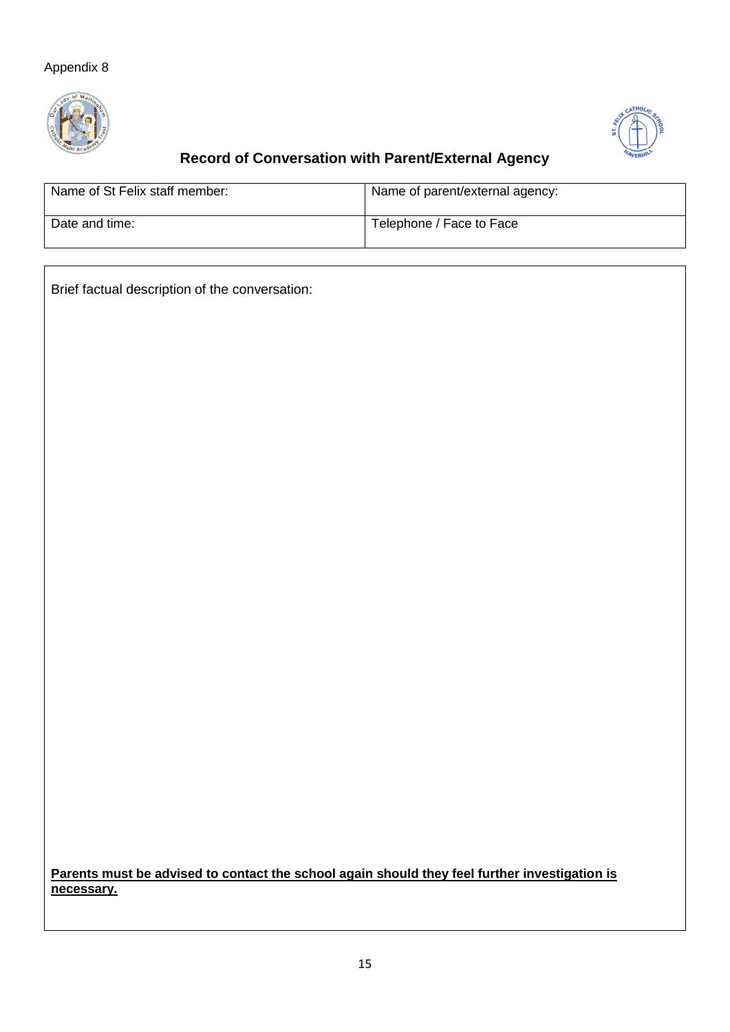Appendix 8

## Record of Conversation with Parent/External Agency

| Name of St Felix staff member: | Name of parent/external agency: |
|---|---|
| Date and time: | Telephone / Face to Face |

Brief factual description of the conversation:

**Parents must be advised to contact the school again should they feel further investigation is necessary.**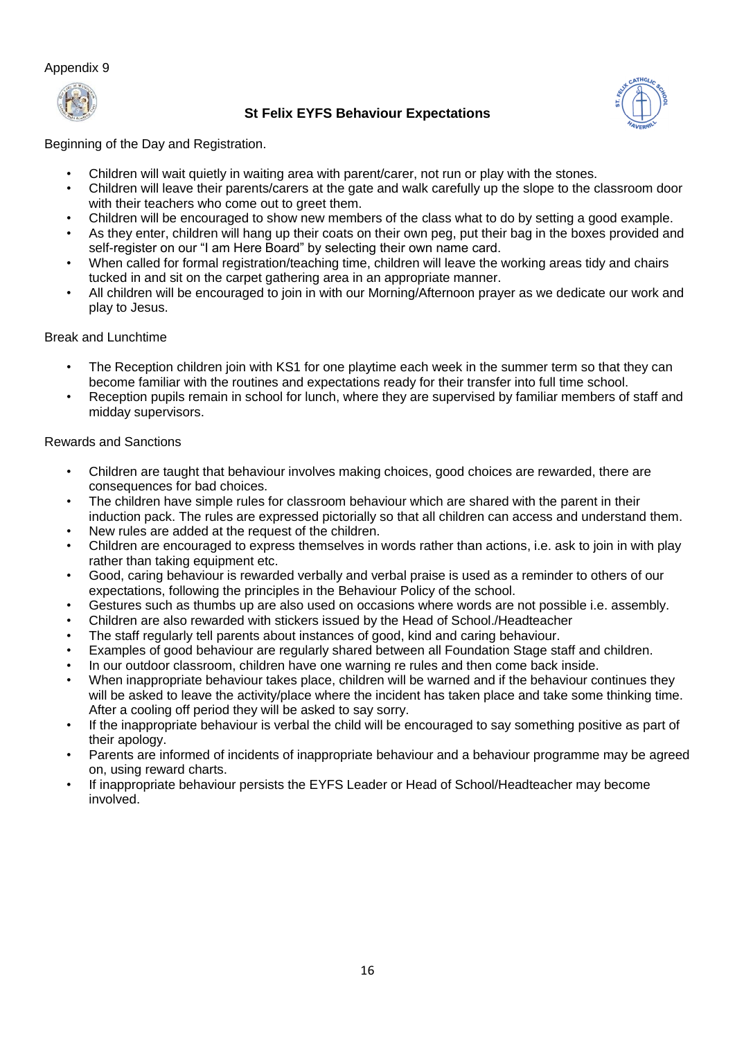Appendix 9

## St Felix EYFS Behaviour Expectations

Beginning of the Day and Registration.

- Children will wait quietly in waiting area with parent/carer, not run or play with the stones.
- Children will leave their parents/carers at the gate and walk carefully up the slope to the classroom door with their teachers who come out to greet them.
- Children will be encouraged to show new members of the class what to do by setting a good example.
- As they enter, children will hang up their coats on their own peg, put their bag in the boxes provided and self-register on our "I am Here Board" by selecting their own name card.
- When called for formal registration/teaching time, children will leave the working areas tidy and chairs tucked in and sit on the carpet gathering area in an appropriate manner.
- All children will be encouraged to join in with our Morning/Afternoon prayer as we dedicate our work and play to Jesus.

Break and Lunchtime

- The Reception children join with KS1 for one playtime each week in the summer term so that they can become familiar with the routines and expectations ready for their transfer into full time school.
- Reception pupils remain in school for lunch, where they are supervised by familiar members of staff and midday supervisors.

Rewards and Sanctions

- Children are taught that behaviour involves making choices, good choices are rewarded, there are consequences for bad choices.
- The children have simple rules for classroom behaviour which are shared with the parent in their induction pack. The rules are expressed pictorially so that all children can access and understand them.
- New rules are added at the request of the children.
- Children are encouraged to express themselves in words rather than actions, i.e. ask to join in with play rather than taking equipment etc.
- Good, caring behaviour is rewarded verbally and verbal praise is used as a reminder to others of our expectations, following the principles in the Behaviour Policy of the school.
- Gestures such as thumbs up are also used on occasions where words are not possible i.e. assembly.
- Children are also rewarded with stickers issued by the Head of School./Headteacher
- The staff regularly tell parents about instances of good, kind and caring behaviour.
- Examples of good behaviour are regularly shared between all Foundation Stage staff and children.
- In our outdoor classroom, children have one warning re rules and then come back inside.
- When inappropriate behaviour takes place, children will be warned and if the behaviour continues they will be asked to leave the activity/place where the incident has taken place and take some thinking time. After a cooling off period they will be asked to say sorry.
- If the inappropriate behaviour is verbal the child will be encouraged to say something positive as part of their apology.
- Parents are informed of incidents of inappropriate behaviour and a behaviour programme may be agreed on, using reward charts.
- If inappropriate behaviour persists the EYFS Leader or Head of School/Headteacher may become involved.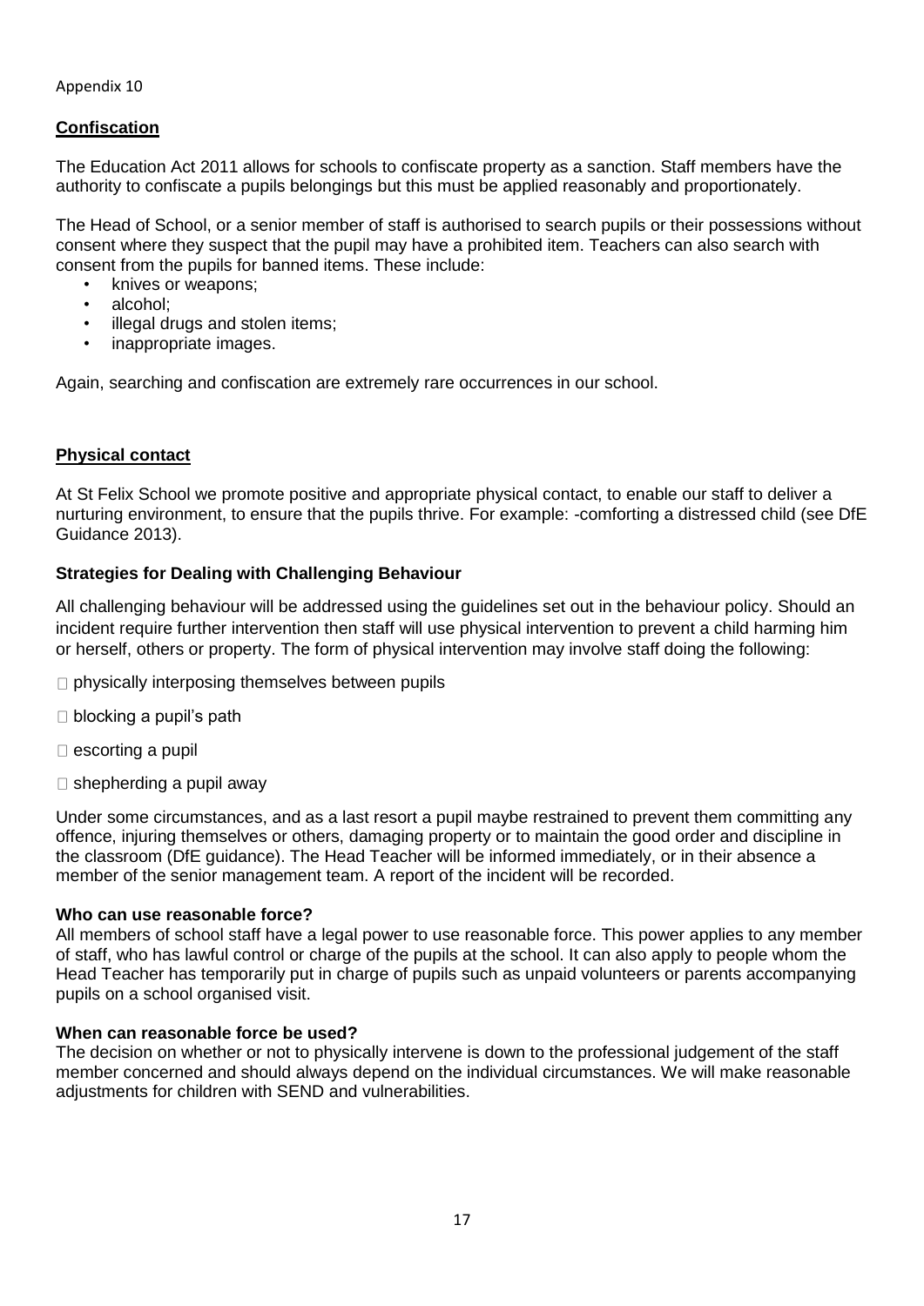Appendix 10

## Confiscation

The Education Act 2011 allows for schools to confiscate property as a sanction. Staff members have the authority to confiscate a pupils belongings but this must be applied reasonably and proportionately.

The Head of School, or a senior member of staff is authorised to search pupils or their possessions without consent where they suspect that the pupil may have a prohibited item. Teachers can also search with consent from the pupils for banned items. These include:

- knives or weapons;
- alcohol;
- illegal drugs and stolen items;
- inappropriate images.

Again, searching and confiscation are extremely rare occurrences in our school.

## Physical contact

At St Felix School we promote positive and appropriate physical contact, to enable our staff to deliver a nurturing environment, to ensure that the pupils thrive. For example: -comforting a distressed child (see DfE Guidance 2013).

### Strategies for Dealing with Challenging Behaviour

All challenging behaviour will be addressed using the guidelines set out in the behaviour policy. Should an incident require further intervention then staff will use physical intervention to prevent a child harming him or herself, others or property. The form of physical intervention may involve staff doing the following:

- physically interposing themselves between pupils
- blocking a pupil's path
- escorting a pupil
- shepherding a pupil away

Under some circumstances, and as a last resort a pupil maybe restrained to prevent them committing any offence, injuring themselves or others, damaging property or to maintain the good order and discipline in the classroom (DfE guidance). The Head Teacher will be informed immediately, or in their absence a member of the senior management team. A report of the incident will be recorded.

### Who can use reasonable force?

All members of school staff have a legal power to use reasonable force. This power applies to any member of staff, who has lawful control or charge of the pupils at the school. It can also apply to people whom the Head Teacher has temporarily put in charge of pupils such as unpaid volunteers or parents accompanying pupils on a school organised visit.

### When can reasonable force be used?

The decision on whether or not to physically intervene is down to the professional judgement of the staff member concerned and should always depend on the individual circumstances. We will make reasonable adjustments for children with SEND and vulnerabilities.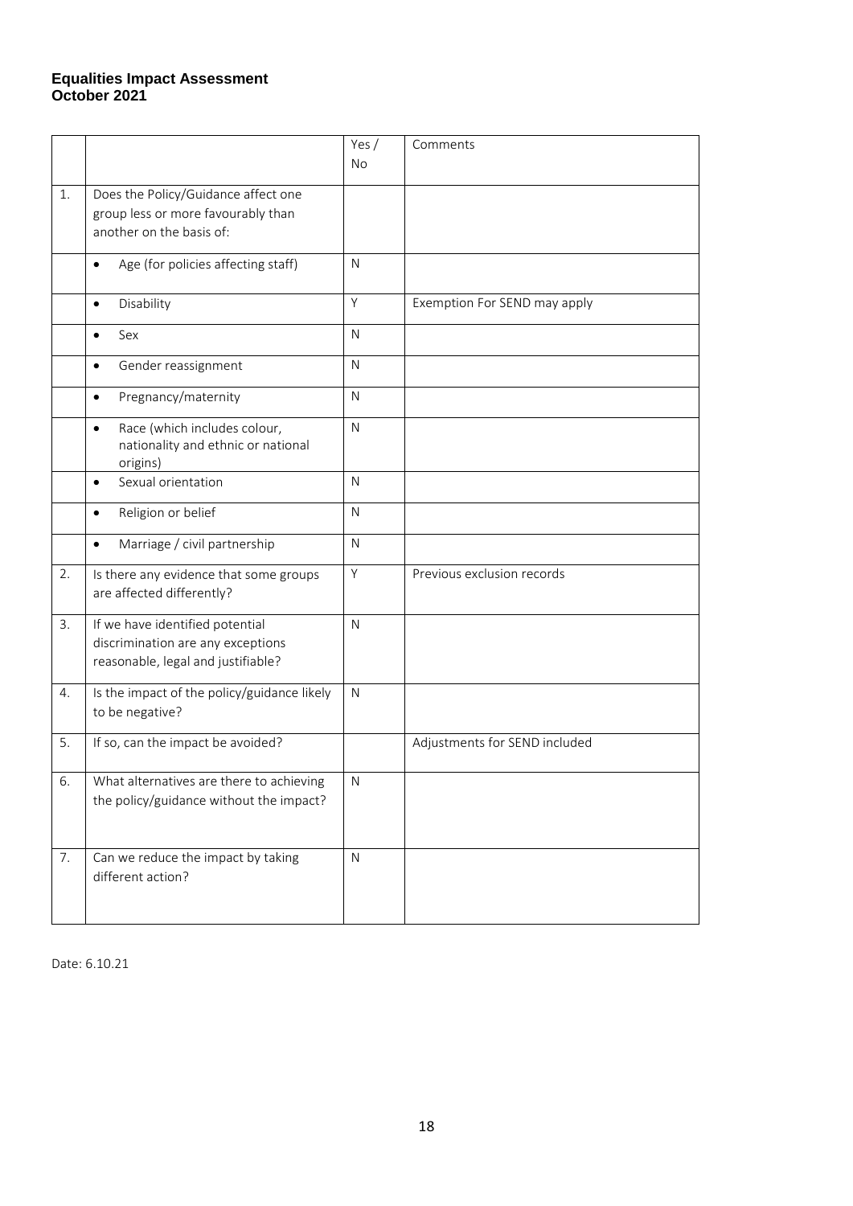**Equalities Impact Assessment**
**October 2021**

| | | Yes / No | Comments |
|---|---|---|---|
| 1. | Does the Policy/Guidance affect one group less or more favourably than another on the basis of: | | |
| | • Age (for policies affecting staff) | N | |
| | • Disability | Y | Exemption For SEND may apply |
| | • Sex | N | |
| | • Gender reassignment | N | |
| | • Pregnancy/maternity | N | |
| | • Race (which includes colour, nationality and ethnic or national origins) | N | |
| | • Sexual orientation | N | |
| | • Religion or belief | N | |
| | • Marriage / civil partnership | N | |
| 2. | Is there any evidence that some groups are affected differently? | Y | Previous exclusion records |
| 3. | If we have identified potential discrimination are any exceptions reasonable, legal and justifiable? | N | |
| 4. | Is the impact of the policy/guidance likely to be negative? | N | |
| 5. | If so, can the impact be avoided? | | Adjustments for SEND included |
| 6. | What alternatives are there to achieving the policy/guidance without the impact? | N | |
| 7. | Can we reduce the impact by taking different action? | N | |

Date: 6.10.21